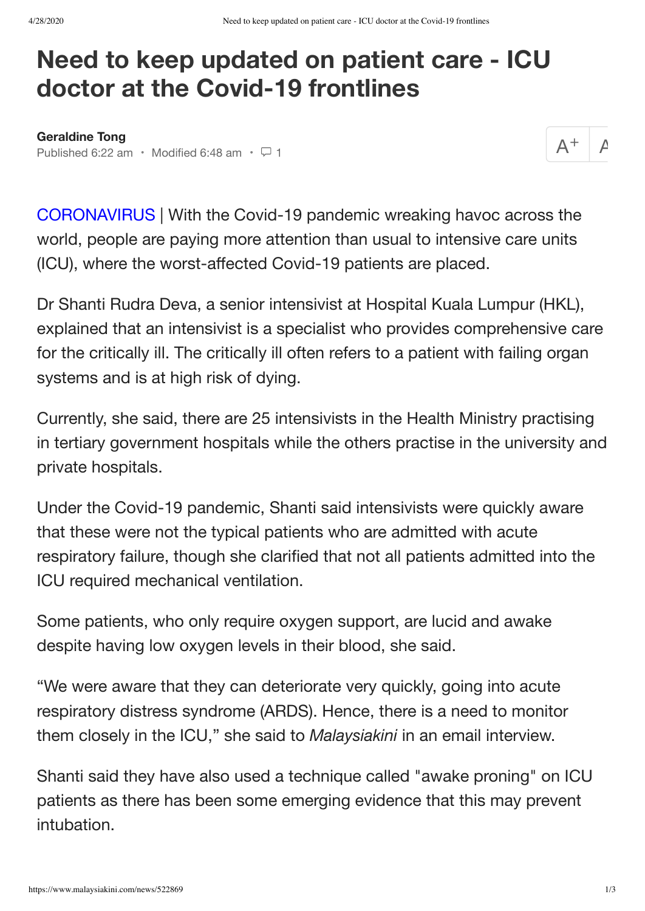# Need to keep updated on patient care - ICU doctor at the Covid-19 frontlines

**Geraldine Tong**
Published 6:22 am • Modified 6:48 am • 1

CORONAVIRUS | With the Covid-19 pandemic wreaking havoc across the world, people are paying more attention than usual to intensive care units (ICU), where the worst-affected Covid-19 patients are placed.

Dr Shanti Rudra Deva, a senior intensivist at Hospital Kuala Lumpur (HKL), explained that an intensivist is a specialist who provides comprehensive care for the critically ill. The critically ill often refers to a patient with failing organ systems and is at high risk of dying.

Currently, she said, there are 25 intensivists in the Health Ministry practising in tertiary government hospitals while the others practise in the university and private hospitals.

Under the Covid-19 pandemic, Shanti said intensivists were quickly aware that these were not the typical patients who are admitted with acute respiratory failure, though she clarified that not all patients admitted into the ICU required mechanical ventilation.

Some patients, who only require oxygen support, are lucid and awake despite having low oxygen levels in their blood, she said.

"We were aware that they can deteriorate very quickly, going into acute respiratory distress syndrome (ARDS). Hence, there is a need to monitor them closely in the ICU," she said to *Malaysiakini* in an email interview.

Shanti said they have also used a technique called "awake proning" on ICU patients as there has been some emerging evidence that this may prevent intubation.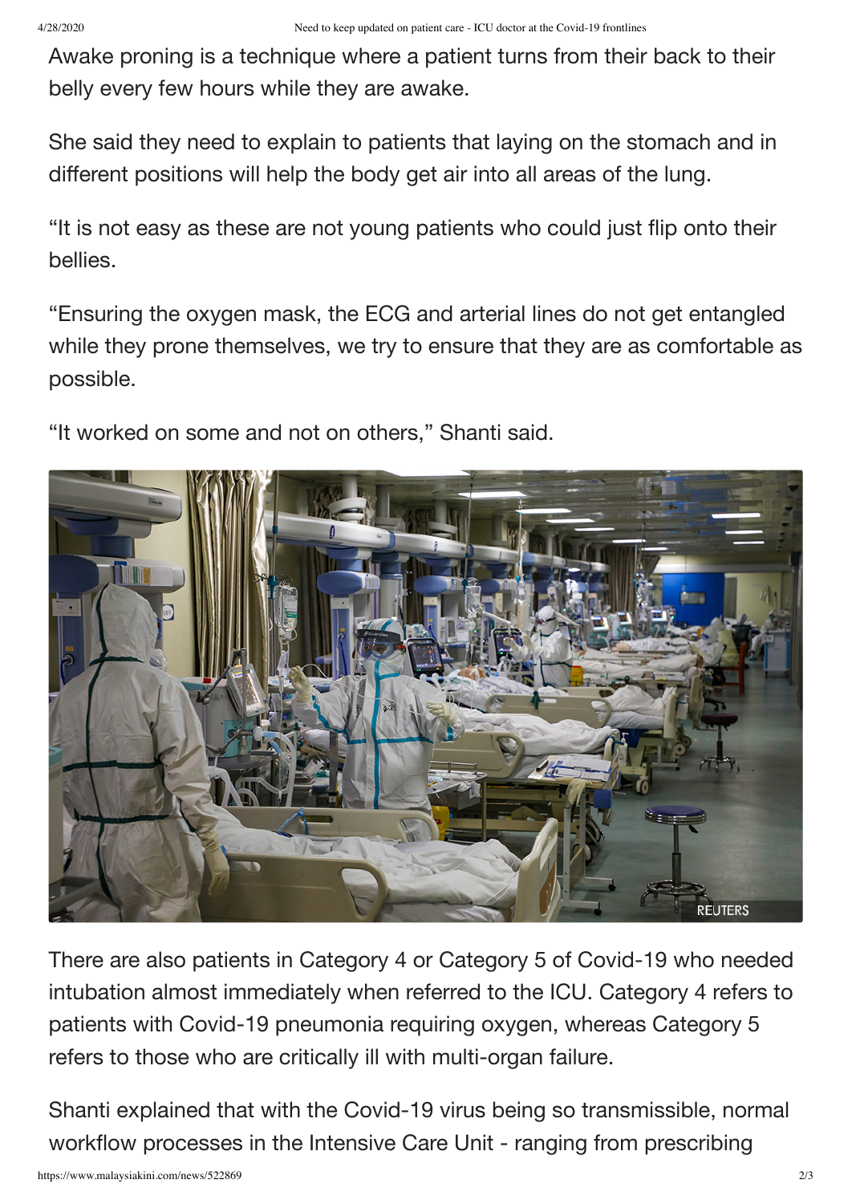Awake proning is a technique where a patient turns from their back to their belly every few hours while they are awake.

She said they need to explain to patients that laying on the stomach and in different positions will help the body get air into all areas of the lung.

“It is not easy as these are not young patients who could just flip onto their bellies.

“Ensuring the oxygen mask, the ECG and arterial lines do not get entangled while they prone themselves, we try to ensure that they are as comfortable as possible.

“It worked on some and not on others,” Shanti said.

There are also patients in Category 4 or Category 5 of Covid-19 who needed intubation almost immediately when referred to the ICU. Category 4 refers to patients with Covid-19 pneumonia requiring oxygen, whereas Category 5 refers to those who are critically ill with multi-organ failure.

Shanti explained that with the Covid-19 virus being so transmissible, normal workflow processes in the Intensive Care Unit - ranging from prescribing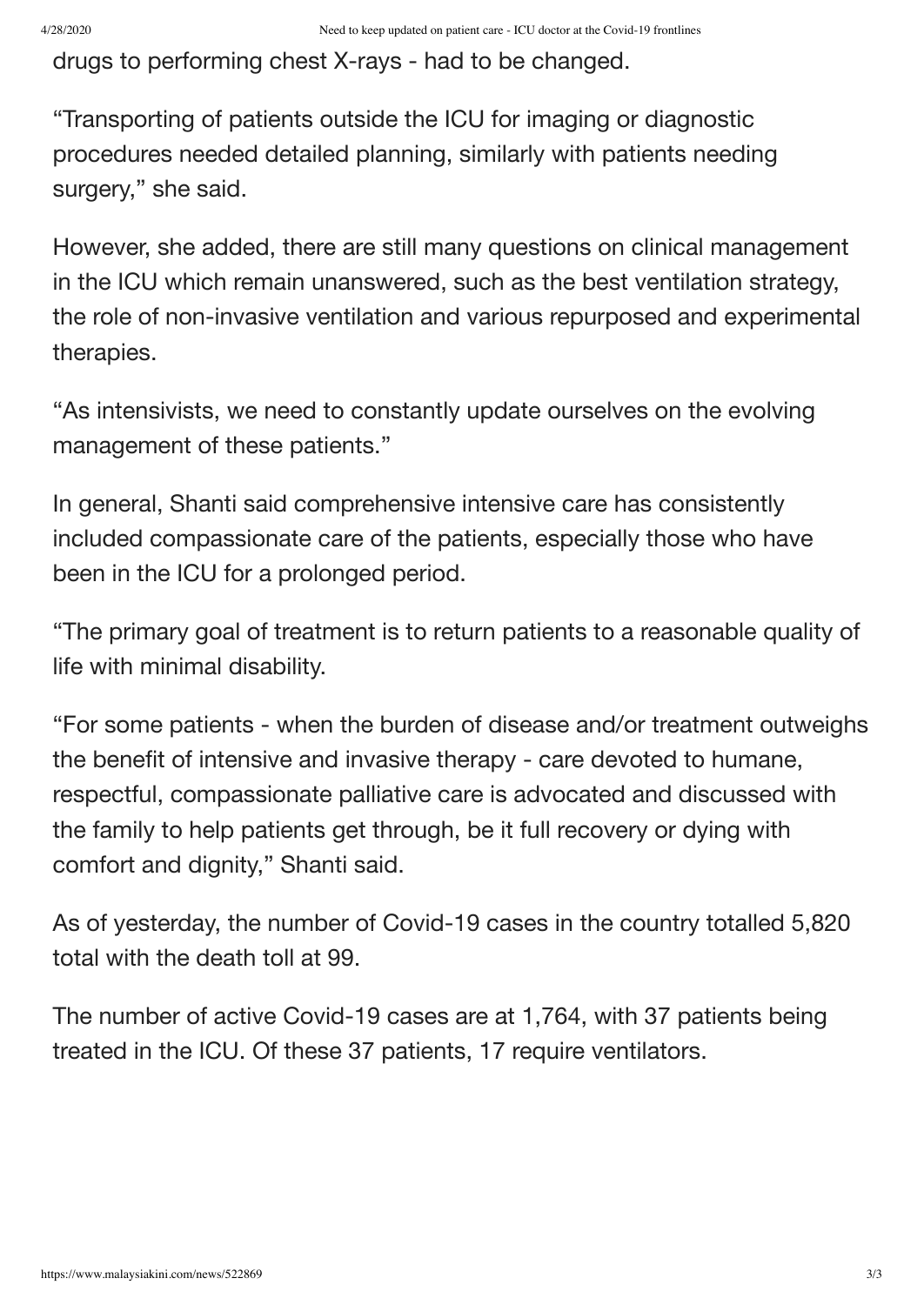drugs to performing chest X-rays - had to be changed.

“Transporting of patients outside the ICU for imaging or diagnostic procedures needed detailed planning, similarly with patients needing surgery,” she said.

However, she added, there are still many questions on clinical management in the ICU which remain unanswered, such as the best ventilation strategy, the role of non-invasive ventilation and various repurposed and experimental therapies.

“As intensivists, we need to constantly update ourselves on the evolving management of these patients.”

In general, Shanti said comprehensive intensive care has consistently included compassionate care of the patients, especially those who have been in the ICU for a prolonged period.

“The primary goal of treatment is to return patients to a reasonable quality of life with minimal disability.

“For some patients - when the burden of disease and/or treatment outweighs the benefit of intensive and invasive therapy - care devoted to humane, respectful, compassionate palliative care is advocated and discussed with the family to help patients get through, be it full recovery or dying with comfort and dignity,” Shanti said.

As of yesterday, the number of Covid-19 cases in the country totalled 5,820 total with the death toll at 99.

The number of active Covid-19 cases are at 1,764, with 37 patients being treated in the ICU. Of these 37 patients, 17 require ventilators.